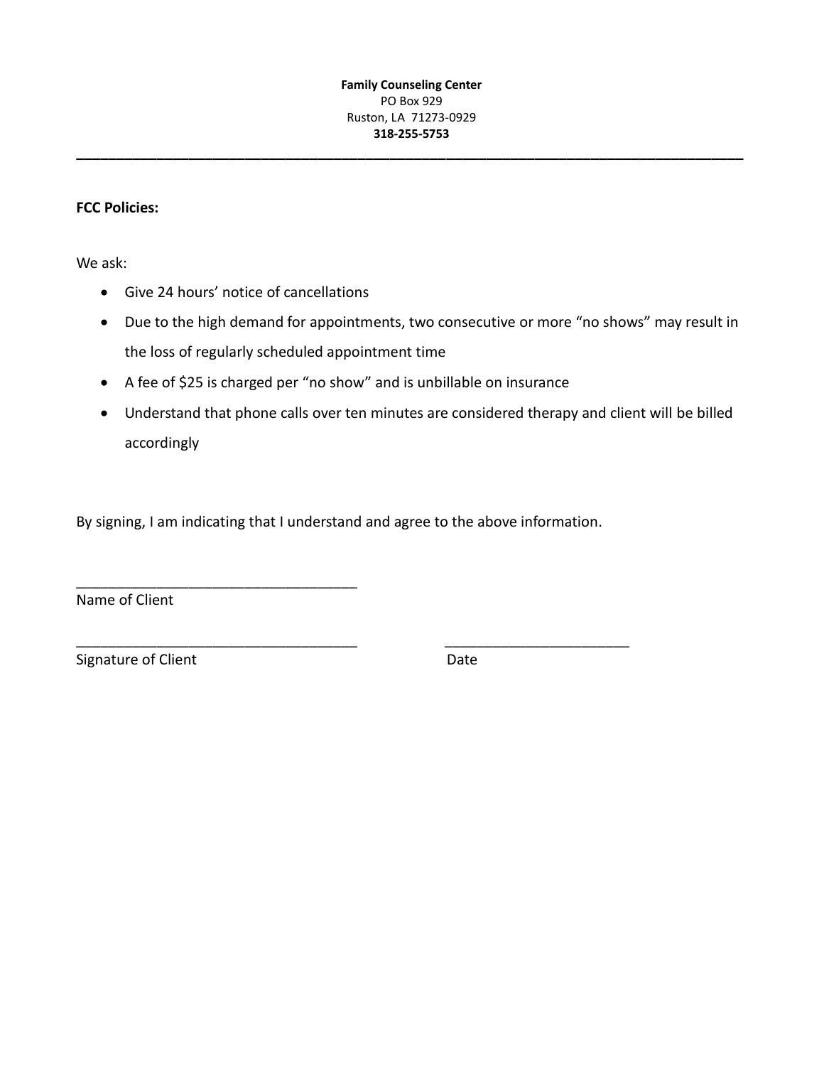**Family Counseling Center**
PO Box 929
Ruston, LA 71273-0929
**318-255-5753**

---

**FCC Policies:**

We ask:

- Give 24 hours' notice of cancellations
- Due to the high demand for appointments, two consecutive or more "no shows" may result in the loss of regularly scheduled appointment time
- A fee of $25 is charged per "no show" and is unbillable on insurance
- Understand that phone calls over ten minutes are considered therapy and client will be billed accordingly

By signing, I am indicating that I understand and agree to the above information.

___________________________________
Name of Client

___________________________________ ______________________
Signature of Client Date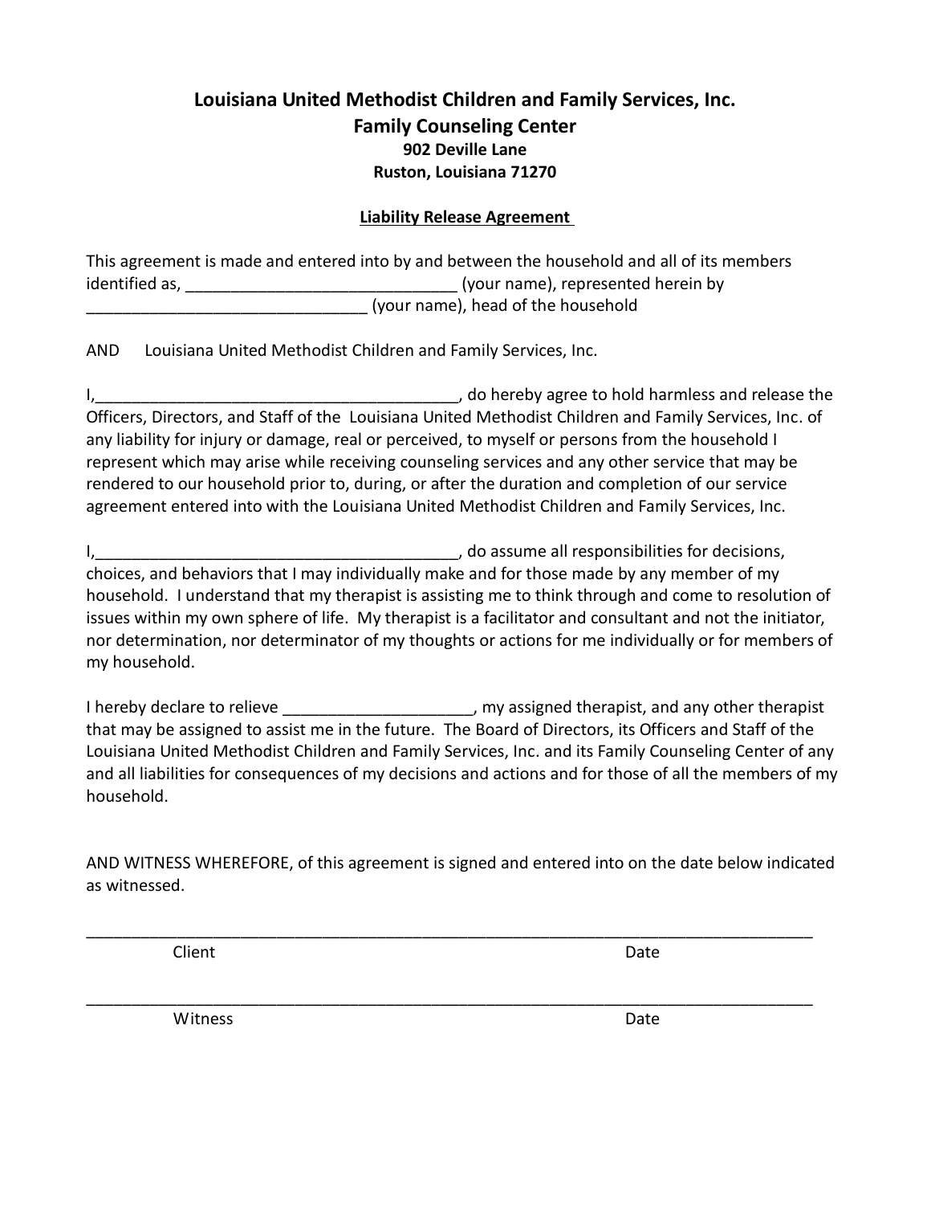## Louisiana United Methodist Children and Family Services, Inc.
## Family Counseling Center
**902 Deville Lane**
**Ruston, Louisiana 71270**

**<u>Liability Release Agreement</u>**

This agreement is made and entered into by and between the household and all of its members identified as, _____________________________ (your name), represented herein by _______________________________ (your name), head of the household

AND Louisiana United Methodist Children and Family Services, Inc.

I,________________________________________, do hereby agree to hold harmless and release the Officers, Directors, and Staff of the Louisiana United Methodist Children and Family Services, Inc. of any liability for injury or damage, real or perceived, to myself or persons from the household I represent which may arise while receiving counseling services and any other service that may be rendered to our household prior to, during, or after the duration and completion of our service agreement entered into with the Louisiana United Methodist Children and Family Services, Inc.

I,________________________________________, do assume all responsibilities for decisions, choices, and behaviors that I may individually make and for those made by any member of my household. I understand that my therapist is assisting me to think through and come to resolution of issues within my own sphere of life. My therapist is a facilitator and consultant and not the initiator, nor determination, nor determinator of my thoughts or actions for me individually or for members of my household.

I hereby declare to relieve ____________________, my assigned therapist, and any other therapist that may be assigned to assist me in the future. The Board of Directors, its Officers and Staff of the Louisiana United Methodist Children and Family Services, Inc. and its Family Counseling Center of any and all liabilities for consequences of my decisions and actions and for those of all the members of my household.

AND WITNESS WHEREFORE, of this agreement is signed and entered into on the date below indicated as witnessed.

_________________________________________________________________________________

Client Date

_________________________________________________________________________________

Witness Date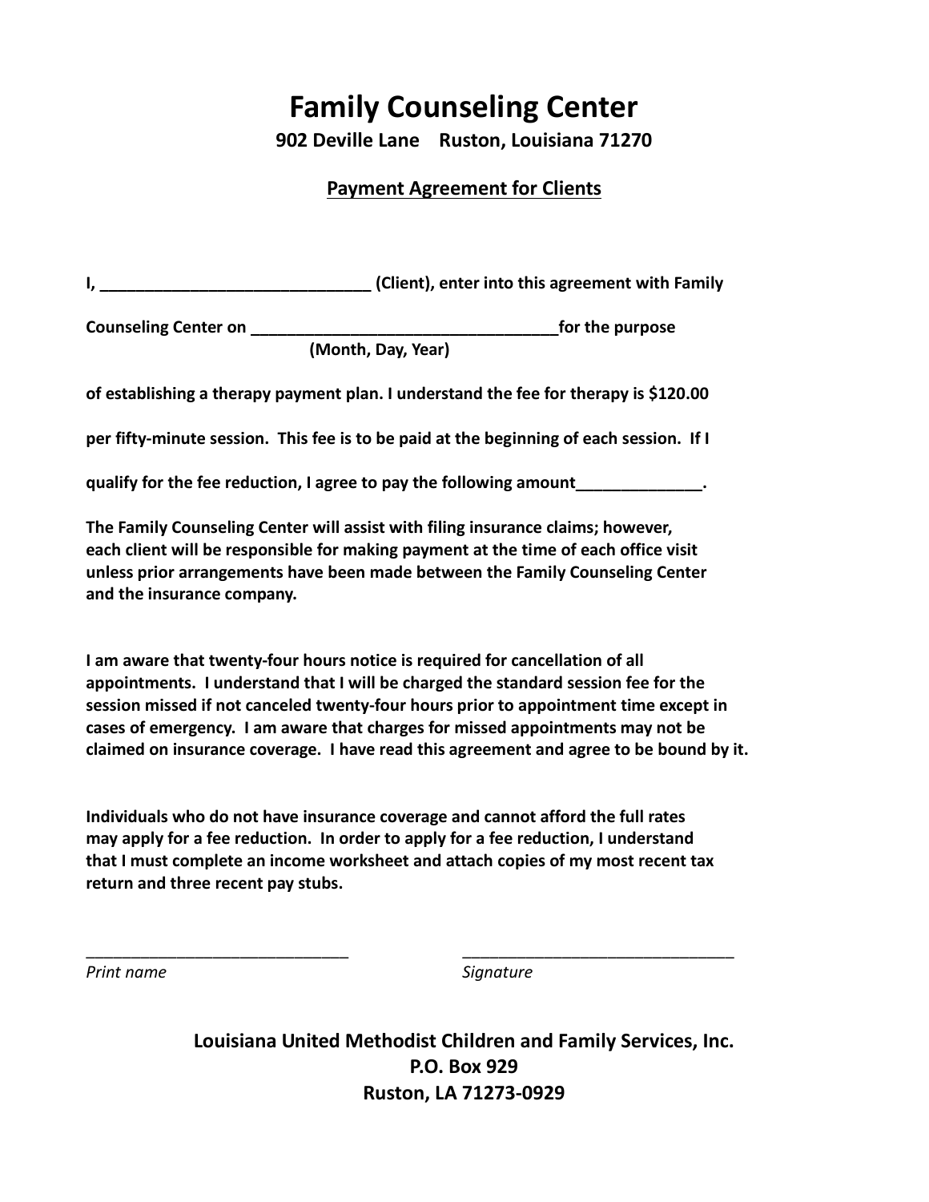# Family Counseling Center

**902 Deville Lane    Ruston, Louisiana 71270**

## Payment Agreement for Clients

**I, ______________________________ (Client), enter into this agreement with Family**

**Counseling Center on __________________________________for the purpose**
**(Month, Day, Year)**

**of establishing a therapy payment plan. I understand the fee for therapy is $120.00**

**per fifty-minute session. This fee is to be paid at the beginning of each session. If I**

**qualify for the fee reduction, I agree to pay the following amount______________.**

**The Family Counseling Center will assist with filing insurance claims; however, each client will be responsible for making payment at the time of each office visit unless prior arrangements have been made between the Family Counseling Center and the insurance company.**

**I am aware that twenty-four hours notice is required for cancellation of all appointments. I understand that I will be charged the standard session fee for the session missed if not canceled twenty-four hours prior to appointment time except in cases of emergency. I am aware that charges for missed appointments may not be claimed on insurance coverage. I have read this agreement and agree to be bound by it.**

**Individuals who do not have insurance coverage and cannot afford the full rates may apply for a fee reduction. In order to apply for a fee reduction, I understand that I must complete an income worksheet and attach copies of my most recent tax return and three recent pay stubs.**

______________________________ ______________________________
*Print name* *Signature*

**Louisiana United Methodist Children and Family Services, Inc.**
**P.O. Box 929**
**Ruston, LA 71273-0929**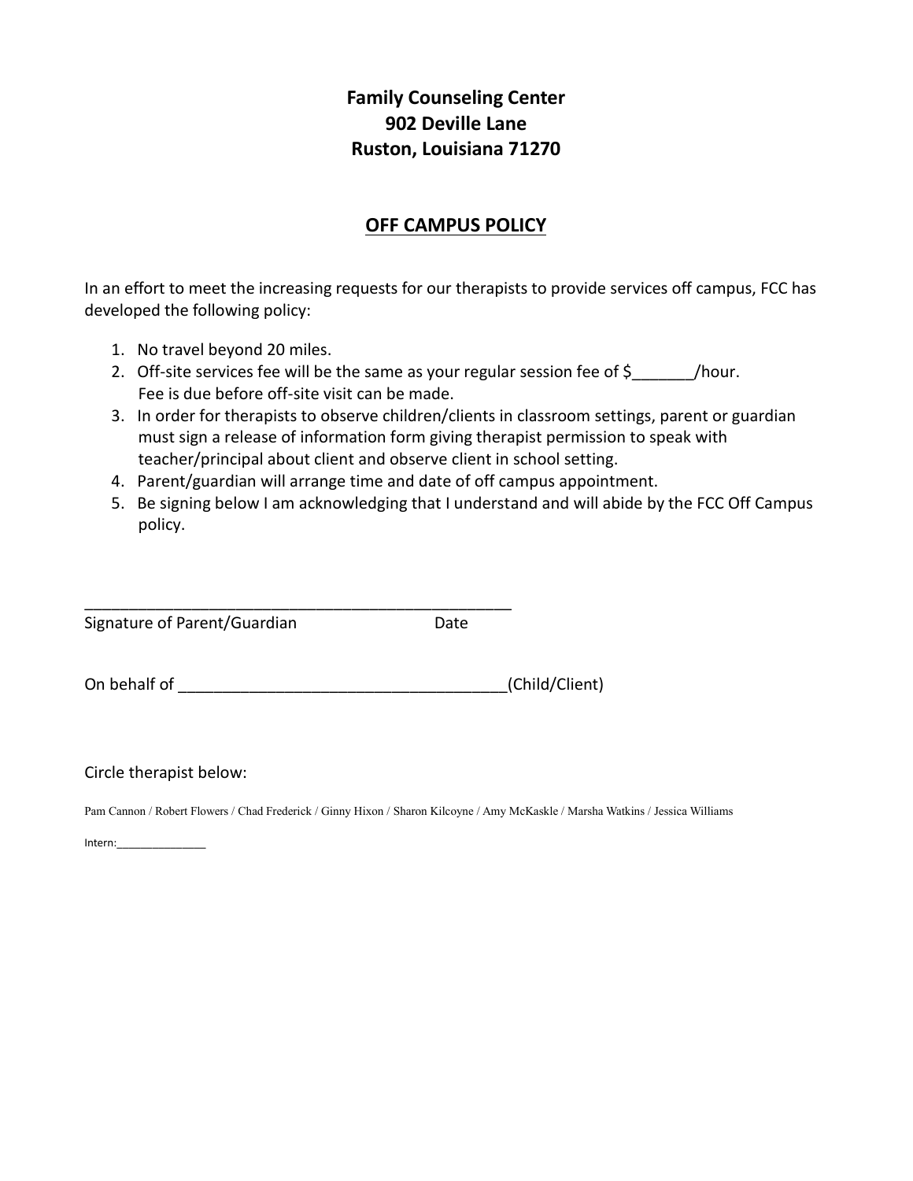**Family Counseling Center**
**902 Deville Lane**
**Ruston, Louisiana 71270**

## OFF CAMPUS POLICY

In an effort to meet the increasing requests for our therapists to provide services off campus, FCC has developed the following policy:

1. No travel beyond 20 miles.
2. Off-site services fee will be the same as your regular session fee of $_______/hour. Fee is due before off-site visit can be made.
3. In order for therapists to observe children/clients in classroom settings, parent or guardian must sign a release of information form giving therapist permission to speak with teacher/principal about client and observe client in school setting.
4. Parent/guardian will arrange time and date of off campus appointment.
5. Be signing below I am acknowledging that I understand and will abide by the FCC Off Campus policy.

_________________________________________________

Signature of Parent/Guardian Date

On behalf of _____________________________________(Child/Client)

Circle therapist below:

Pam Cannon / Robert Flowers / Chad Frederick / Ginny Hixon / Sharon Kilcoyne / Amy McKaskle / Marsha Watkins / Jessica Williams

Intern:_______________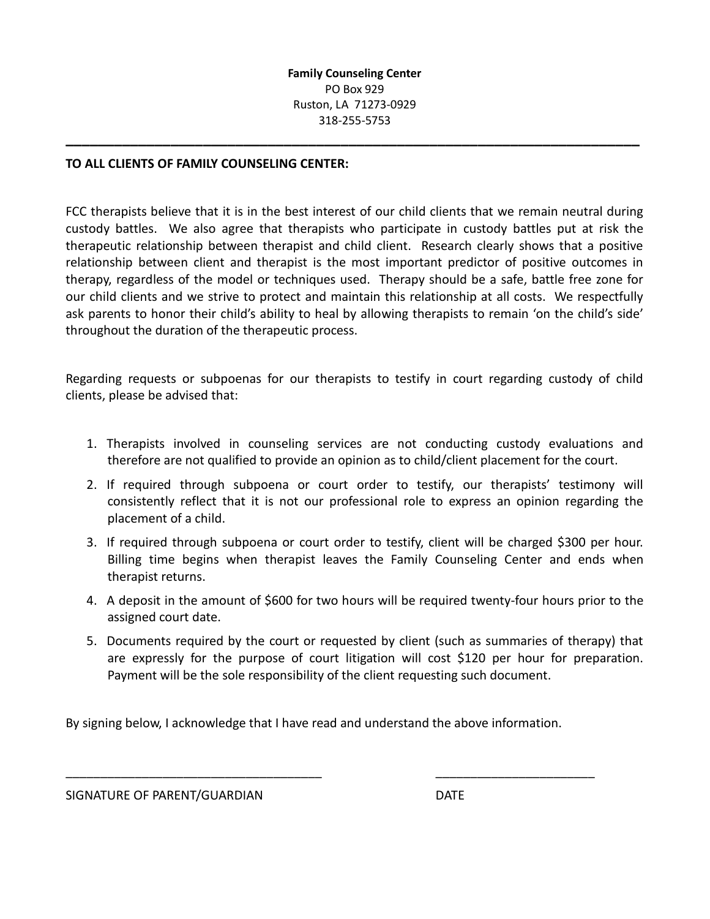**Family Counseling Center**
PO Box 929
Ruston, LA 71273-0929
318-255-5753

---

**TO ALL CLIENTS OF FAMILY COUNSELING CENTER:**

FCC therapists believe that it is in the best interest of our child clients that we remain neutral during custody battles. We also agree that therapists who participate in custody battles put at risk the therapeutic relationship between therapist and child client. Research clearly shows that a positive relationship between client and therapist is the most important predictor of positive outcomes in therapy, regardless of the model or techniques used. Therapy should be a safe, battle free zone for our child clients and we strive to protect and maintain this relationship at all costs. We respectfully ask parents to honor their child's ability to heal by allowing therapists to remain 'on the child's side' throughout the duration of the therapeutic process.

Regarding requests or subpoenas for our therapists to testify in court regarding custody of child clients, please be advised that:

1. Therapists involved in counseling services are not conducting custody evaluations and therefore are not qualified to provide an opinion as to child/client placement for the court.
2. If required through subpoena or court order to testify, our therapists' testimony will consistently reflect that it is not our professional role to express an opinion regarding the placement of a child.
3. If required through subpoena or court order to testify, client will be charged $300 per hour. Billing time begins when therapist leaves the Family Counseling Center and ends when therapist returns.
4. A deposit in the amount of $600 for two hours will be required twenty-four hours prior to the assigned court date.
5. Documents required by the court or requested by client (such as summaries of therapy) that are expressly for the purpose of court litigation will cost $120 per hour for preparation. Payment will be the sole responsibility of the client requesting such document.

By signing below, I acknowledge that I have read and understand the above information.

_____________________________________ _______________________

SIGNATURE OF PARENT/GUARDIAN DATE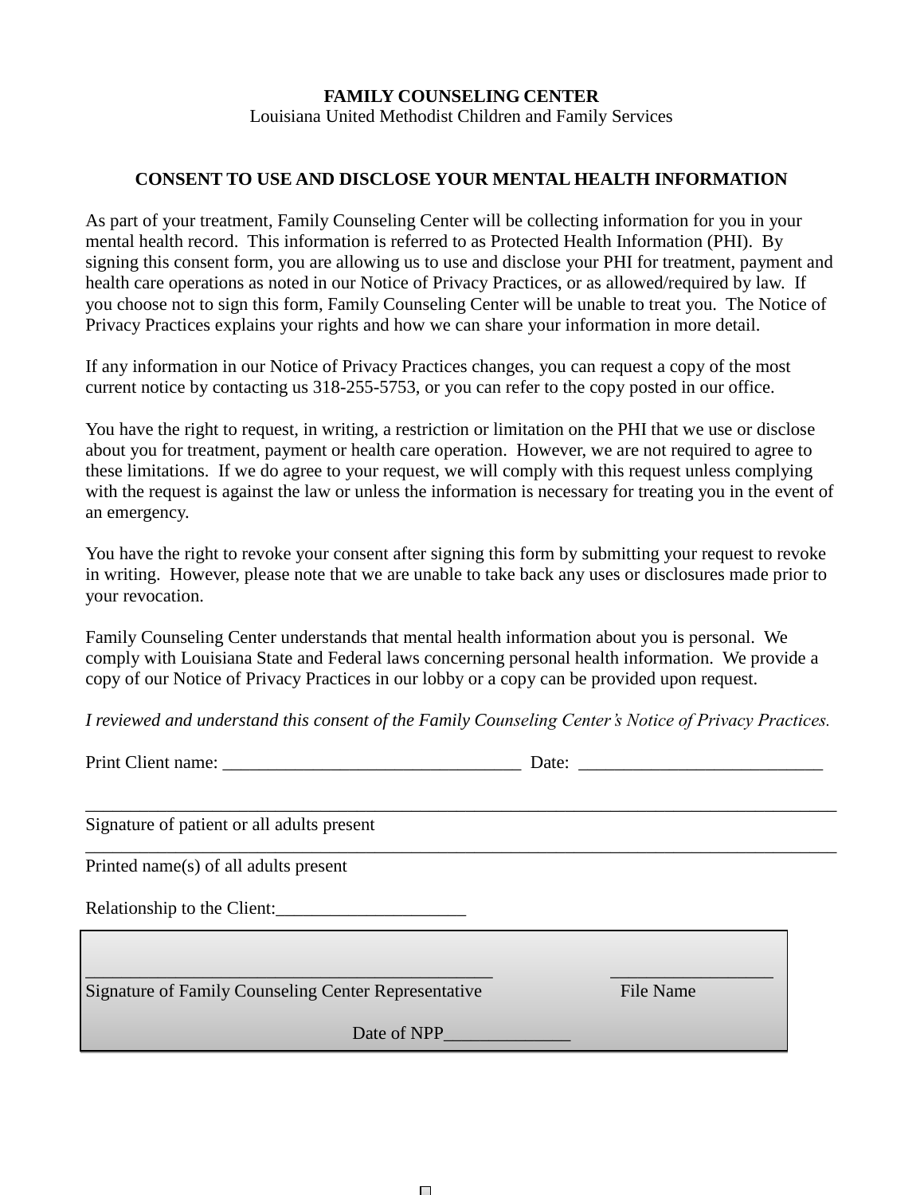**FAMILY COUNSELING CENTER**
Louisiana United Methodist Children and Family Services

## CONSENT TO USE AND DISCLOSE YOUR MENTAL HEALTH INFORMATION

As part of your treatment, Family Counseling Center will be collecting information for you in your mental health record. This information is referred to as Protected Health Information (PHI). By signing this consent form, you are allowing us to use and disclose your PHI for treatment, payment and health care operations as noted in our Notice of Privacy Practices, or as allowed/required by law. If you choose not to sign this form, Family Counseling Center will be unable to treat you. The Notice of Privacy Practices explains your rights and how we can share your information in more detail.

If any information in our Notice of Privacy Practices changes, you can request a copy of the most current notice by contacting us 318-255-5753, or you can refer to the copy posted in our office.

You have the right to request, in writing, a restriction or limitation on the PHI that we use or disclose about you for treatment, payment or health care operation. However, we are not required to agree to these limitations. If we do agree to your request, we will comply with this request unless complying with the request is against the law or unless the information is necessary for treating you in the event of an emergency.

You have the right to revoke your consent after signing this form by submitting your request to revoke in writing. However, please note that we are unable to take back any uses or disclosures made prior to your revocation.

Family Counseling Center understands that mental health information about you is personal. We comply with Louisiana State and Federal laws concerning personal health information. We provide a copy of our Notice of Privacy Practices in our lobby or a copy can be provided upon request.

*I reviewed and understand this consent of the Family Counseling Center's Notice of Privacy Practices.*

Print Client name: _________________________________ Date: __________________________

______________________________________________________________________________________
Signature of patient or all adults present

______________________________________________________________________________________
Printed name(s) of all adults present

Relationship to the Client:_____________________

_______________________________________________ __________________
Signature of Family Counseling Center Representative File Name

Date of NPP______________